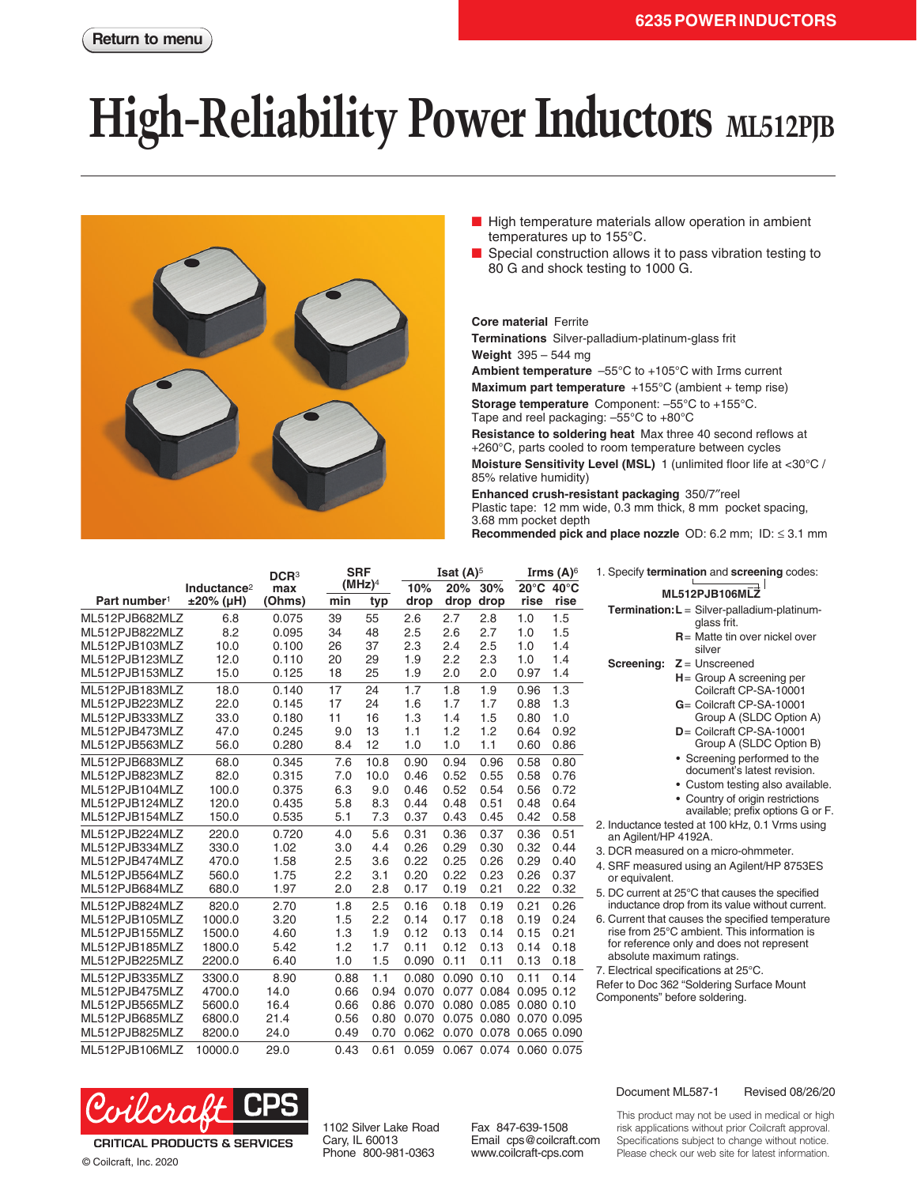Return to menu

6235 POWER INDUCTORS

# High-Reliability Power Inductors ML512PJB

- High temperature materials allow operation in ambient temperatures up to 155°C.
- Special construction allows it to pass vibration testing to 80 G and shock testing to 1000 G.

**Core material** Ferrite
**Terminations** Silver-palladium-platinum-glass frit
**Weight** 395 – 544 mg
**Ambient temperature** –55°C to +105°C with Irms current
**Maximum part temperature** +155°C (ambient + temp rise)
**Storage temperature** Component: –55°C to +155°C.
Tape and reel packaging: –55°C to +80°C
**Resistance to soldering heat** Max three 40 second reflows at +260°C, parts cooled to room temperature between cycles
**Moisture Sensitivity Level (MSL)** 1 (unlimited floor life at <30°C / 85% relative humidity)
**Enhanced crush-resistant packaging** 350/7″reel
Plastic tape: 12 mm wide, 0.3 mm thick, 8 mm pocket spacing, 3.68 mm pocket depth
**Recommended pick and place nozzle** OD: 6.2 mm; ID: ≤ 3.1 mm

| Part number[1] | Inductance[2] ±20% (µH) | DCR[3] max (Ohms) | SRF (MHz)[4] min | SRF (MHz)[4] typ | Isat (A)[5] 10% drop | Isat (A)[5] 20% drop | Isat (A)[5] 30% drop | Irms (A)[6] 20°C rise | Irms (A)[6] 40°C rise |
|---|---|---|---|---|---|---|---|---|---|
| ML512PJB682MLZ | 6.8 | 0.075 | 39 | 55 | 2.6 | 2.7 | 2.8 | 1.0 | 1.5 |
| ML512PJB822MLZ | 8.2 | 0.095 | 34 | 48 | 2.5 | 2.6 | 2.7 | 1.0 | 1.5 |
| ML512PJB103MLZ | 10.0 | 0.100 | 26 | 37 | 2.3 | 2.4 | 2.5 | 1.0 | 1.4 |
| ML512PJB123MLZ | 12.0 | 0.110 | 20 | 29 | 1.9 | 2.2 | 2.3 | 1.0 | 1.4 |
| ML512PJB153MLZ | 15.0 | 0.125 | 18 | 25 | 1.9 | 2.0 | 2.0 | 0.97 | 1.4 |
| ML512PJB183MLZ | 18.0 | 0.140 | 17 | 24 | 1.7 | 1.8 | 1.9 | 0.96 | 1.3 |
| ML512PJB223MLZ | 22.0 | 0.145 | 17 | 24 | 1.6 | 1.7 | 1.7 | 0.88 | 1.3 |
| ML512PJB333MLZ | 33.0 | 0.180 | 11 | 16 | 1.3 | 1.4 | 1.5 | 0.80 | 1.0 |
| ML512PJB473MLZ | 47.0 | 0.245 | 9.0 | 13 | 1.1 | 1.2 | 1.2 | 0.64 | 0.92 |
| ML512PJB563MLZ | 56.0 | 0.280 | 8.4 | 12 | 1.0 | 1.0 | 1.1 | 0.60 | 0.86 |
| ML512PJB683MLZ | 68.0 | 0.345 | 7.6 | 10.8 | 0.90 | 0.94 | 0.96 | 0.58 | 0.80 |
| ML512PJB823MLZ | 82.0 | 0.315 | 7.0 | 10.0 | 0.46 | 0.52 | 0.55 | 0.58 | 0.76 |
| ML512PJB104MLZ | 100.0 | 0.375 | 6.3 | 9.0 | 0.46 | 0.52 | 0.54 | 0.56 | 0.72 |
| ML512PJB124MLZ | 120.0 | 0.435 | 5.8 | 8.3 | 0.44 | 0.48 | 0.51 | 0.48 | 0.64 |
| ML512PJB154MLZ | 150.0 | 0.535 | 5.1 | 7.3 | 0.37 | 0.43 | 0.45 | 0.42 | 0.58 |
| ML512PJB224MLZ | 220.0 | 0.720 | 4.0 | 5.6 | 0.31 | 0.36 | 0.37 | 0.36 | 0.51 |
| ML512PJB334MLZ | 330.0 | 1.02 | 3.0 | 4.4 | 0.26 | 0.29 | 0.30 | 0.32 | 0.44 |
| ML512PJB474MLZ | 470.0 | 1.58 | 2.5 | 3.6 | 0.22 | 0.25 | 0.26 | 0.29 | 0.40 |
| ML512PJB564MLZ | 560.0 | 1.75 | 2.2 | 3.1 | 0.20 | 0.22 | 0.23 | 0.26 | 0.37 |
| ML512PJB684MLZ | 680.0 | 1.97 | 2.0 | 2.8 | 0.17 | 0.19 | 0.21 | 0.22 | 0.32 |
| ML512PJB824MLZ | 820.0 | 2.70 | 1.8 | 2.5 | 0.16 | 0.18 | 0.19 | 0.21 | 0.26 |
| ML512PJB105MLZ | 1000.0 | 3.20 | 1.5 | 2.2 | 0.14 | 0.17 | 0.18 | 0.19 | 0.24 |
| ML512PJB155MLZ | 1500.0 | 4.60 | 1.3 | 1.9 | 0.12 | 0.13 | 0.14 | 0.15 | 0.21 |
| ML512PJB185MLZ | 1800.0 | 5.42 | 1.2 | 1.7 | 0.11 | 0.12 | 0.13 | 0.14 | 0.18 |
| ML512PJB225MLZ | 2200.0 | 6.40 | 1.0 | 1.5 | 0.090 | 0.11 | 0.11 | 0.13 | 0.18 |
| ML512PJB335MLZ | 3300.0 | 8.90 | 0.88 | 1.1 | 0.080 | 0.090 | 0.10 | 0.11 | 0.14 |
| ML512PJB475MLZ | 4700.0 | 14.0 | 0.66 | 0.94 | 0.070 | 0.077 | 0.084 | 0.095 | 0.12 |
| ML512PJB565MLZ | 5600.0 | 16.4 | 0.66 | 0.86 | 0.070 | 0.080 | 0.085 | 0.080 | 0.10 |
| ML512PJB685MLZ | 6800.0 | 21.4 | 0.56 | 0.80 | 0.070 | 0.075 | 0.080 | 0.070 | 0.095 |
| ML512PJB825MLZ | 8200.0 | 24.0 | 0.49 | 0.70 | 0.062 | 0.070 | 0.078 | 0.065 | 0.090 |
| ML512PJB106MLZ | 10000.0 | 29.0 | 0.43 | 0.61 | 0.059 | 0.067 | 0.074 | 0.060 | 0.075 |

1. Specify **termination** and **screening** codes:

   **ML512PJB106MLZ**

   **Termination:** **L** = Silver-palladium-platinum-glass frit.
   **R** = Matte tin over nickel over silver

   **Screening:** **Z** = Unscreened
   **H** = Group A screening per Coilcraft CP-SA-10001
   **G** = Coilcraft CP-SA-10001 Group A (SLDC Option A)
   **D** = Coilcraft CP-SA-10001 Group A (SLDC Option B)

   - Screening performed to the document's latest revision.
   - Custom testing also available.
   - Country of origin restrictions available; prefix options G or F.
2. Inductance tested at 100 kHz, 0.1 Vrms using an Agilent/HP 4192A.
3. DCR measured on a micro-ohmmeter.
4. SRF measured using an Agilent/HP 8753ES or equivalent.
5. DC current at 25°C that causes the specified inductance drop from its value without current.
6. Current that causes the specified temperature rise from 25°C ambient. This information is for reference only and does not represent absolute maximum ratings.
7. Electrical specifications at 25°C.

Refer to Doc 362 "Soldering Surface Mount Components" before soldering.

Coilcraft CPS
CRITICAL PRODUCTS & SERVICES
© Coilcraft, Inc. 2020

1102 Silver Lake Road
Cary, IL 60013
Phone 800-981-0363

Fax 847-639-1508
Email cps@coilcraft.com
www.coilcraft-cps.com

Document ML587-1 Revised 08/26/20

This product may not be used in medical or high risk applications without prior Coilcraft approval. Specifications subject to change without notice. Please check our web site for latest information.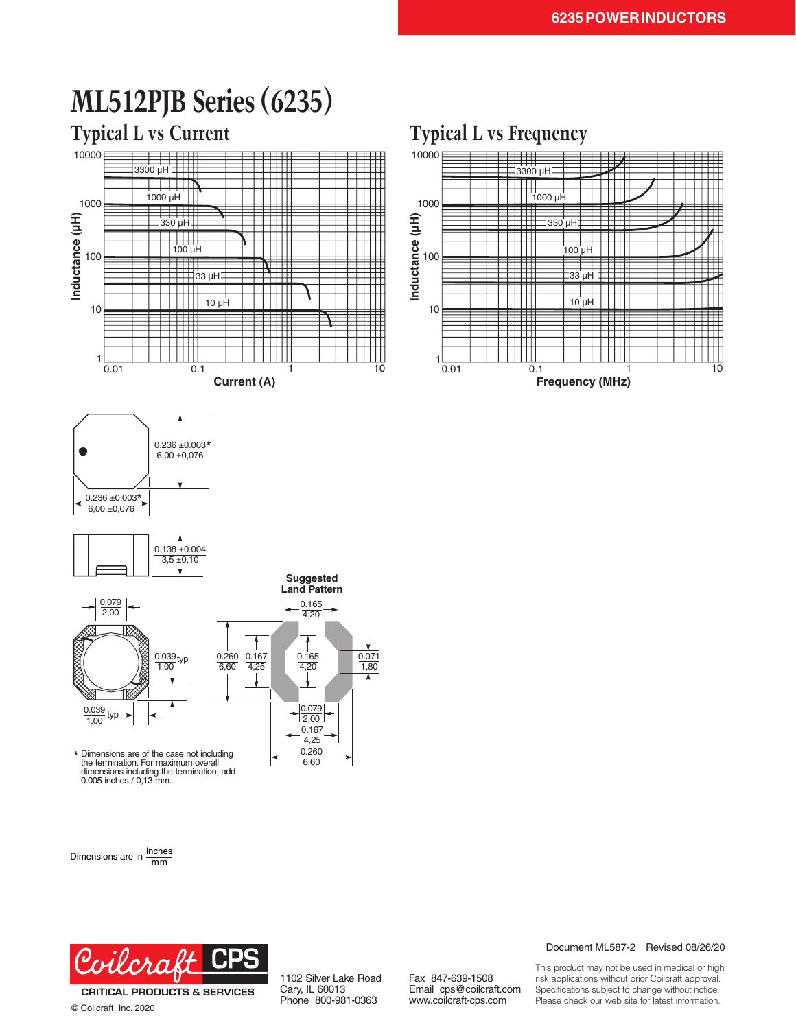# ML512PJB Series (6235)

## Typical L vs Current

10000
1000
100
10
1
Inductance (µH)
3300 µH
1000 µH
330 µH
100 µH
33 µH
10 µH
0.01
0.1
1
10
Current (A)

## Typical L vs Frequency

10000
1000
100
10
1
Inductance (µH)
3300 µH
1000 µH
330 µH
100 µH
33 µH
10 µH
0.01
0.1
1
10
Frequency (MHz)

0.236 ±0.003*
6,00 ±0,076

0.236 ±0.003*
6,00 ±0,076

0.138 ±0.004
3,5 ±0,10

0.079
2,00

0.039 typ
1,00

0.039 typ
1,00

**Suggested Land Pattern**

0.165
4,20

0.260
6,60

0.167
4,25

0.165
4,20

0.071
1,80

0.079
2,00

0.167
4,25

0.260
6,60

* Dimensions are of the case not including the termination. For maximum overall dimensions including the termination, add 0.005 inches / 0,13 mm.

Dimensions are in inches / mm

Document ML587-2 Revised 08/26/20

Coilcraft CPS
CRITICAL PRODUCTS & SERVICES

© Coilcraft, Inc. 2020

1102 Silver Lake Road
Cary, IL 60013
Phone 800-981-0363

Fax 847-639-1508
Email cps@coilcraft.com
www.coilcraft-cps.com

This product may not be used in medical or high risk applications without prior Coilcraft approval.
Specifications subject to change without notice.
Please check our web site for latest information.